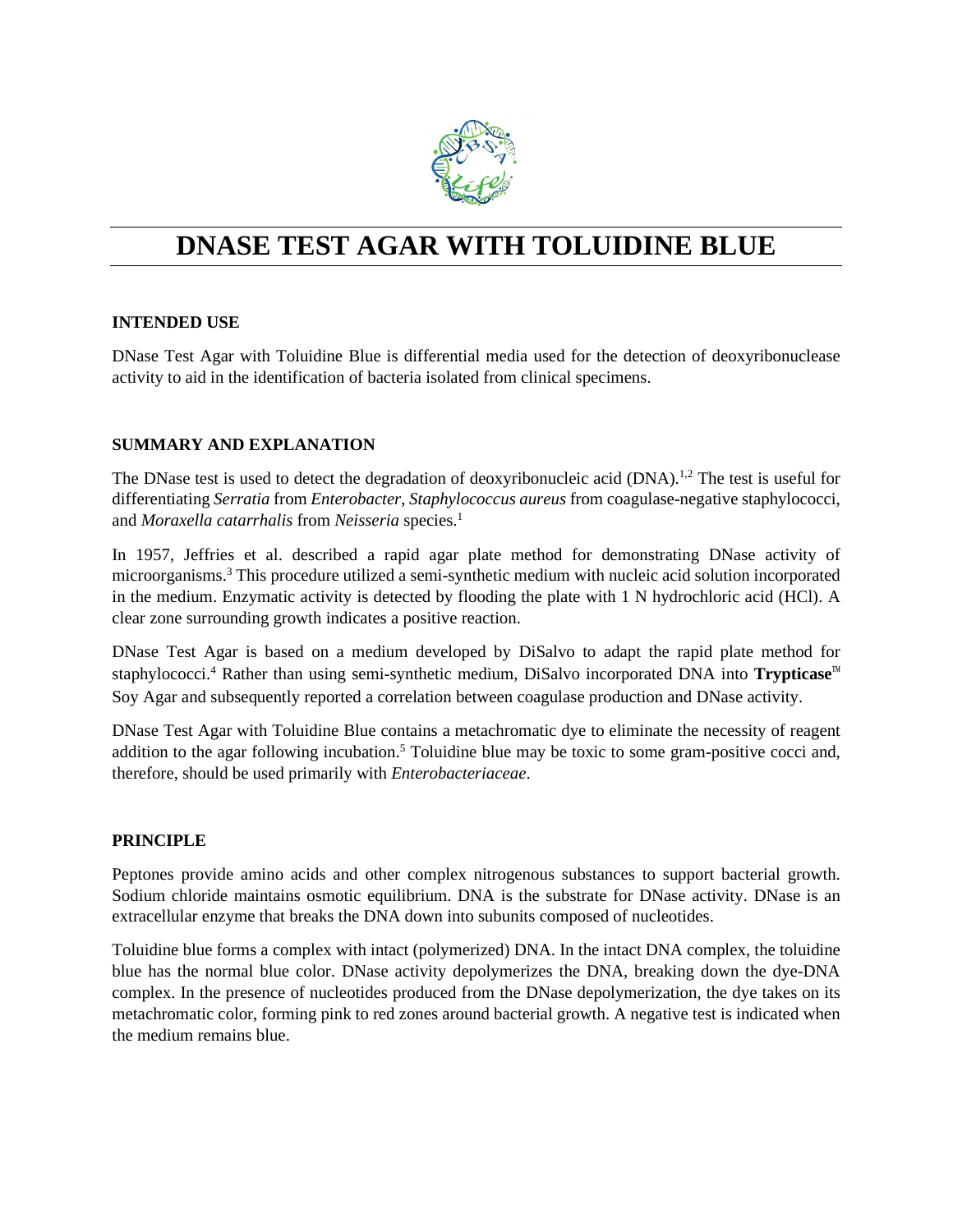# DNASE TEST AGAR WITH TOLUIDINE BLUE

## INTENDED USE

DNase Test Agar with Toluidine Blue is differential media used for the detection of deoxyribonuclease activity to aid in the identification of bacteria isolated from clinical specimens.

## SUMMARY AND EXPLANATION

The DNase test is used to detect the degradation of deoxyribonucleic acid (DNA).[1,2] The test is useful for differentiating *Serratia* from *Enterobacter*, *Staphylococcus aureus* from coagulase-negative staphylococci, and *Moraxella catarrhalis* from *Neisseria* species.[1]

In 1957, Jeffries et al. described a rapid agar plate method for demonstrating DNase activity of microorganisms.[3] This procedure utilized a semi-synthetic medium with nucleic acid solution incorporated in the medium. Enzymatic activity is detected by flooding the plate with 1 N hydrochloric acid (HCl). A clear zone surrounding growth indicates a positive reaction.

DNase Test Agar is based on a medium developed by DiSalvo to adapt the rapid plate method for staphylococci.[4] Rather than using semi-synthetic medium, DiSalvo incorporated DNA into **Trypticase**™ Soy Agar and subsequently reported a correlation between coagulase production and DNase activity.

DNase Test Agar with Toluidine Blue contains a metachromatic dye to eliminate the necessity of reagent addition to the agar following incubation.[5] Toluidine blue may be toxic to some gram-positive cocci and, therefore, should be used primarily with *Enterobacteriaceae*.

## PRINCIPLE

Peptones provide amino acids and other complex nitrogenous substances to support bacterial growth. Sodium chloride maintains osmotic equilibrium. DNA is the substrate for DNase activity. DNase is an extracellular enzyme that breaks the DNA down into subunits composed of nucleotides.

Toluidine blue forms a complex with intact (polymerized) DNA. In the intact DNA complex, the toluidine blue has the normal blue color. DNase activity depolymerizes the DNA, breaking down the dye-DNA complex. In the presence of nucleotides produced from the DNase depolymerization, the dye takes on its metachromatic color, forming pink to red zones around bacterial growth. A negative test is indicated when the medium remains blue.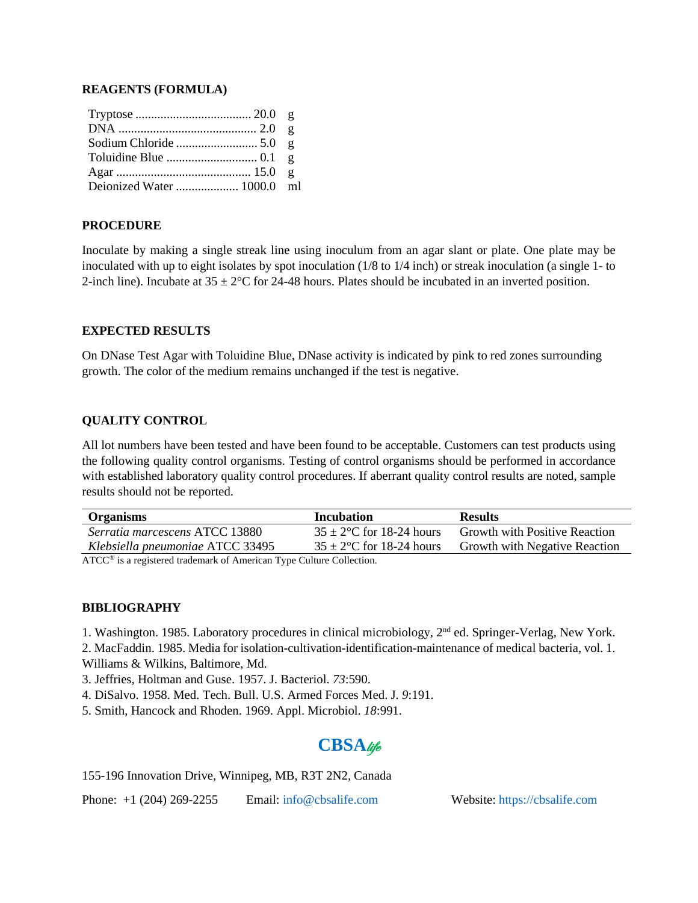## REAGENTS (FORMULA)

| | | |
|---|---|---|
| Tryptose | 20.0 | g |
| DNA | 2.0 | g |
| Sodium Chloride | 5.0 | g |
| Toluidine Blue | 0.1 | g |
| Agar | 15.0 | g |
| Deionized Water | 1000.0 | ml |

## PROCEDURE

Inoculate by making a single streak line using inoculum from an agar slant or plate. One plate may be inoculated with up to eight isolates by spot inoculation (1/8 to 1/4 inch) or streak inoculation (a single 1- to 2-inch line). Incubate at 35 ± 2°C for 24-48 hours. Plates should be incubated in an inverted position.

## EXPECTED RESULTS

On DNase Test Agar with Toluidine Blue, DNase activity is indicated by pink to red zones surrounding growth. The color of the medium remains unchanged if the test is negative.

## QUALITY CONTROL

All lot numbers have been tested and have been found to be acceptable. Customers can test products using the following quality control organisms. Testing of control organisms should be performed in accordance with established laboratory quality control procedures. If aberrant quality control results are noted, sample results should not be reported.

| Organisms | Incubation | Results |
|---|---|---|
| *Serratia marcescens* ATCC 13880 | 35 ± 2°C for 18-24 hours | Growth with Positive Reaction |
| *Klebsiella pneumoniae* ATCC 33495 | 35 ± 2°C for 18-24 hours | Growth with Negative Reaction |

ATCC® is a registered trademark of American Type Culture Collection.

## BIBLIOGRAPHY

1. Washington. 1985. Laboratory procedures in clinical microbiology, 2nd ed. Springer-Verlag, New York.
2. MacFaddin. 1985. Media for isolation-cultivation-identification-maintenance of medical bacteria, vol. 1. Williams & Wilkins, Baltimore, Md.
3. Jeffries, Holtman and Guse. 1957. J. Bacteriol. *73*:590.
4. DiSalvo. 1958. Med. Tech. Bull. U.S. Armed Forces Med. J. *9*:191.
5. Smith, Hancock and Rhoden. 1969. Appl. Microbiol. *18*:991.

**CBSA***life*

155-196 Innovation Drive, Winnipeg, MB, R3T 2N2, Canada

Phone: +1 (204) 269-2255 Email: info@cbsalife.com Website: https://cbsalife.com